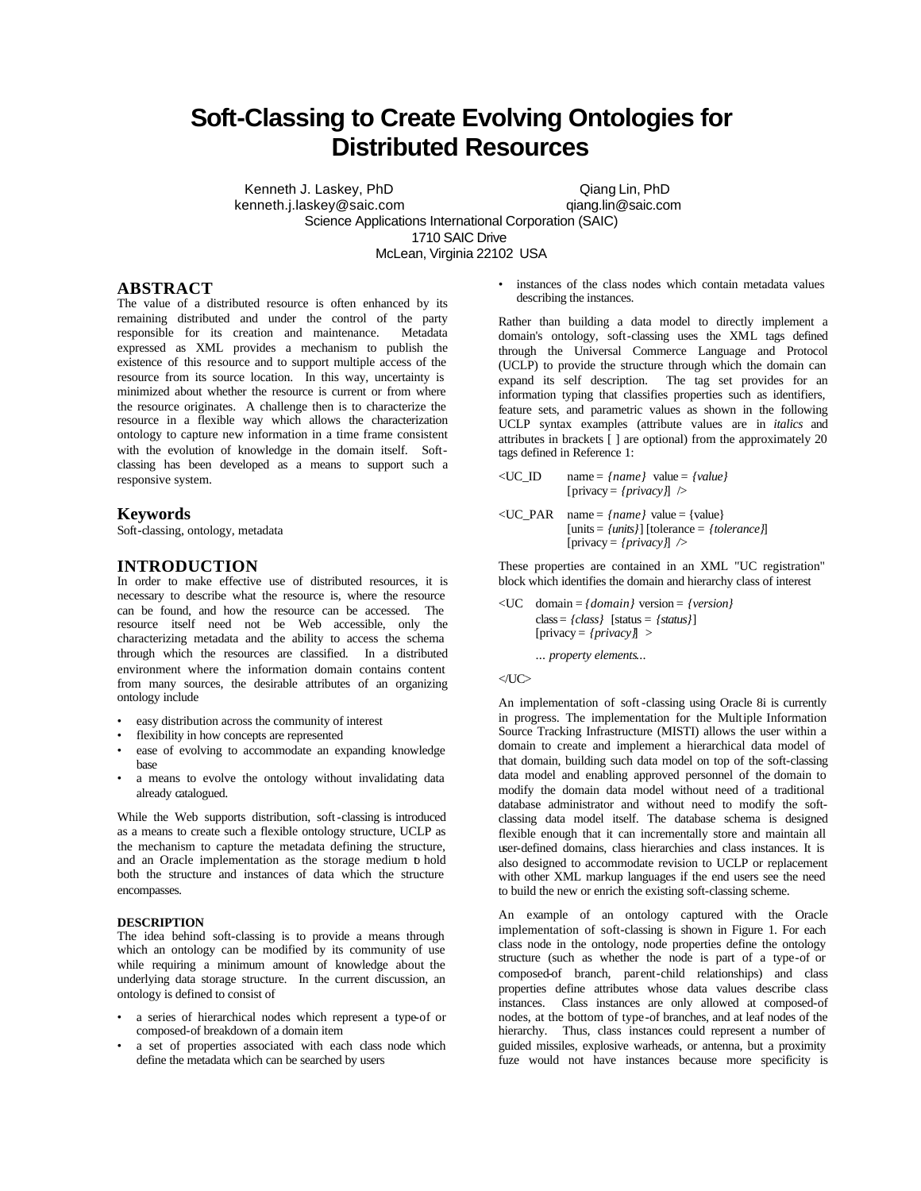# Soft-Classing to Create Evolving Ontologies for Distributed Resources

Kenneth J. Laskey, PhD
kenneth.j.laskey@saic.com

Qiang Lin, PhD
qiang.lin@saic.com

Science Applications International Corporation (SAIC)
1710 SAIC Drive
McLean, Virginia 22102 USA

## ABSTRACT

The value of a distributed resource is often enhanced by its remaining distributed and under the control of the party responsible for its creation and maintenance. Metadata expressed as XML provides a mechanism to publish the existence of this resource and to support multiple access of the resource from its source location. In this way, uncertainty is minimized about whether the resource is current or from where the resource originates. A challenge then is to characterize the resource in a flexible way which allows the characterization ontology to capture new information in a time frame consistent with the evolution of knowledge in the domain itself. Soft-classing has been developed as a means to support such a responsive system.

## Keywords

Soft-classing, ontology, metadata

## INTRODUCTION

In order to make effective use of distributed resources, it is necessary to describe what the resource is, where the resource can be found, and how the resource can be accessed. The resource itself need not be Web accessible, only the characterizing metadata and the ability to access the schema through which the resources are classified. In a distributed environment where the information domain contains content from many sources, the desirable attributes of an organizing ontology include

- easy distribution across the community of interest
- flexibility in how concepts are represented
- ease of evolving to accommodate an expanding knowledge base
- a means to evolve the ontology without invalidating data already catalogued.

While the Web supports distribution, soft-classing is introduced as a means to create such a flexible ontology structure, UCLP as the mechanism to capture the metadata defining the structure, and an Oracle implementation as the storage medium to hold both the structure and instances of data which the structure encompasses.

### DESCRIPTION

The idea behind soft-classing is to provide a means through which an ontology can be modified by its community of use while requiring a minimum amount of knowledge about the underlying data storage structure. In the current discussion, an ontology is defined to consist of

- a series of hierarchical nodes which represent a type-of or composed-of breakdown of a domain item
- a set of properties associated with each class node which define the metadata which can be searched by users
- instances of the class nodes which contain metadata values describing the instances.

Rather than building a data model to directly implement a domain's ontology, soft-classing uses the XML tags defined through the Universal Commerce Language and Protocol (UCLP) to provide the structure through which the domain can expand its self description. The tag set provides for an information typing that classifies properties such as identifiers, feature sets, and parametric values as shown in the following UCLP syntax examples (attribute values are in *italics* and attributes in brackets [ ] are optional) from the approximately 20 tags defined in Reference 1:

<UC_ID name = *{name}* value = *{value}*
[privacy = *{privacy}*] />

<UC_PAR name = *{name}* value = {value}
[units = *{units}*] [tolerance = *{tolerance}*]
[privacy = *{privacy}*] />

These properties are contained in an XML "UC registration" block which identifies the domain and hierarchy class of interest

<UC domain = *{domain}* version = *{version}*
class = *{class}* [status = *{status}*]
[privacy = *{privacy}*] >

*... property elements...*

</UC>

An implementation of soft-classing using Oracle 8i is currently in progress. The implementation for the Multiple Information Source Tracking Infrastructure (MISTI) allows the user within a domain to create and implement a hierarchical data model of that domain, building such data model on top of the soft-classing data model and enabling approved personnel of the domain to modify the domain data model without need of a traditional database administrator and without need to modify the soft-classing data model itself. The database schema is designed flexible enough that it can incrementally store and maintain all user-defined domains, class hierarchies and class instances. It is also designed to accommodate revision to UCLP or replacement with other XML markup languages if the end users see the need to build the new or enrich the existing soft-classing scheme.

An example of an ontology captured with the Oracle implementation of soft-classing is shown in Figure 1. For each class node in the ontology, node properties define the ontology structure (such as whether the node is part of a type-of or composed-of branch, parent-child relationships) and class properties define attributes whose data values describe class instances. Class instances are only allowed at composed-of nodes, at the bottom of type-of branches, and at leaf nodes of the hierarchy. Thus, class instances could represent a number of guided missiles, explosive warheads, or antenna, but a proximity fuze would not have instances because more specificity is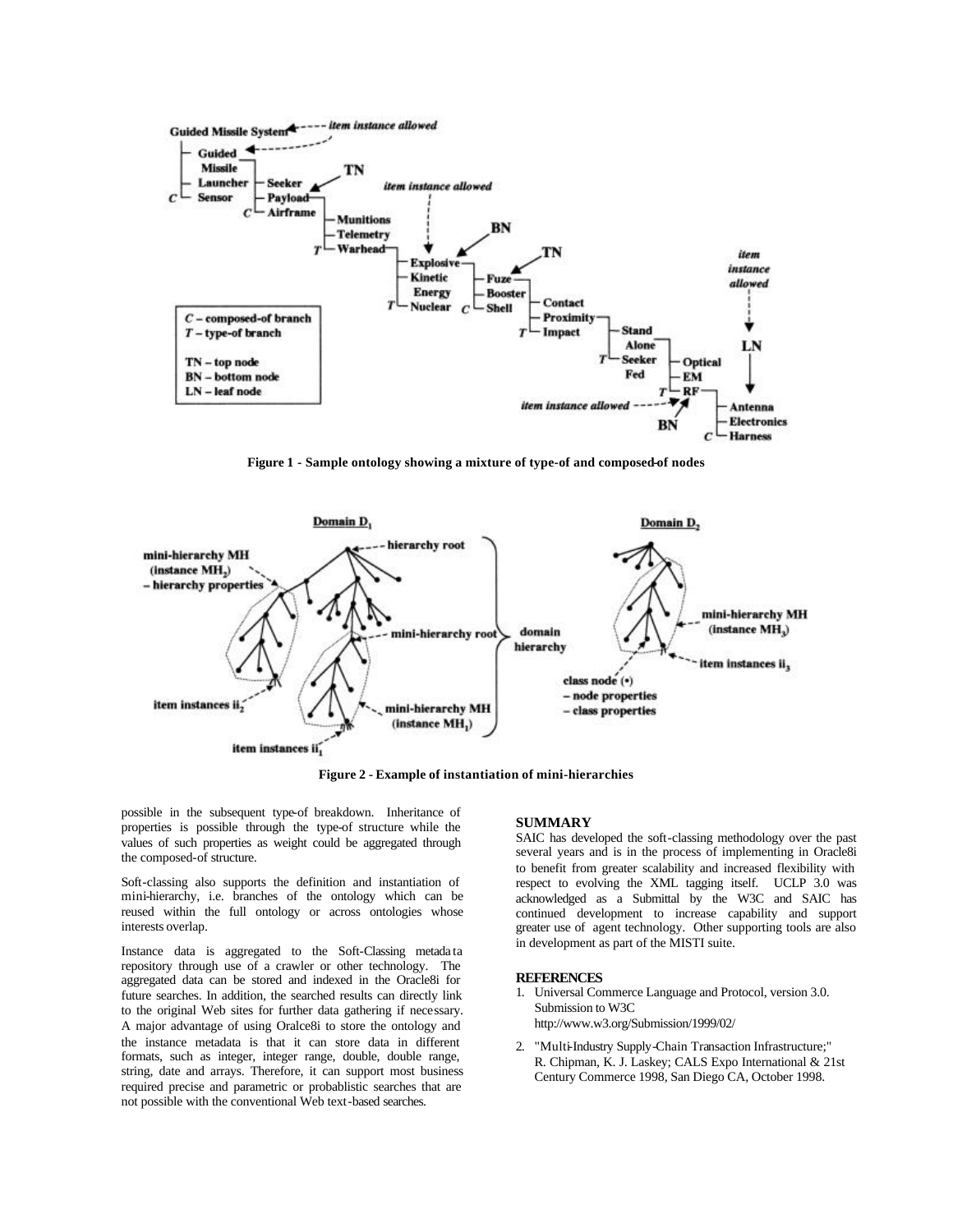Guided Missile System
item instance allowed
Guided Missile
Launcher
Sensor
C
Seeker
Payload
Airframe
C
TN
item instance allowed
Munitions
Telemetry
Warhead
T
BN
Explosive
Kinetic Energy
Nuclear
T
TN
Fuze
Booster
Shell
C
Contact
Proximity
Impact
T
item instance allowed
LN
Stand Alone
Seeker Fed
T
Optical
EM
RF
T
item instance allowed
BN
Antenna
Electronics
Harness
C

C – composed-of branch
T – type-of branch

TN – top node
BN – bottom node
LN – leaf node

**Figure 1 - Sample ontology showing a mixture of type-of and composed-of nodes**

Domain $D_1$
Domain $D_2$
mini-hierarchy MH (instance $MH_2$) – hierarchy properties
hierarchy root
mini-hierarchy root
domain hierarchy
mini-hierarchy MH (instance $MH_3$)
item instances $ii_3$
class node (•) – node properties – class properties
item instances $ii_2$
mini-hierarchy MH (instance $MH_1$)
item instances $ii_1$

**Figure 2 - Example of instantiation of mini-hierarchies**

possible in the subsequent type-of breakdown. Inheritance of properties is possible through the type-of structure while the values of such properties as weight could be aggregated through the composed-of structure.

Soft-classing also supports the definition and instantiation of mini-hierarchy, i.e. branches of the ontology which can be reused within the full ontology or across ontologies whose interests overlap.

Instance data is aggregated to the Soft-Classing metadata repository through use of a crawler or other technology. The aggregated data can be stored and indexed in the Oracle8i for future searches. In addition, the searched results can directly link to the original Web sites for further data gathering if necessary. A major advantage of using Oralce8i to store the ontology and the instance metadata is that it can store data in different formats, such as integer, integer range, double, double range, string, date and arrays. Therefore, it can support most business required precise and parametric or probablistic searches that are not possible with the conventional Web text-based searches.

## SUMMARY

SAIC has developed the soft-classing methodology over the past several years and is in the process of implementing in Oracle8i to benefit from greater scalability and increased flexibility with respect to evolving the XML tagging itself. UCLP 3.0 was acknowledged as a Submittal by the W3C and SAIC has continued development to increase capability and support greater use of agent technology. Other supporting tools are also in development as part of the MISTI suite.

## REFERENCES

1. Universal Commerce Language and Protocol, version 3.0. Submission to W3C http://www.w3.org/Submission/1999/02/
2. "Multi-Industry Supply-Chain Transaction Infrastructure;" R. Chipman, K. J. Laskey; CALS Expo International & 21st Century Commerce 1998, San Diego CA, October 1998.